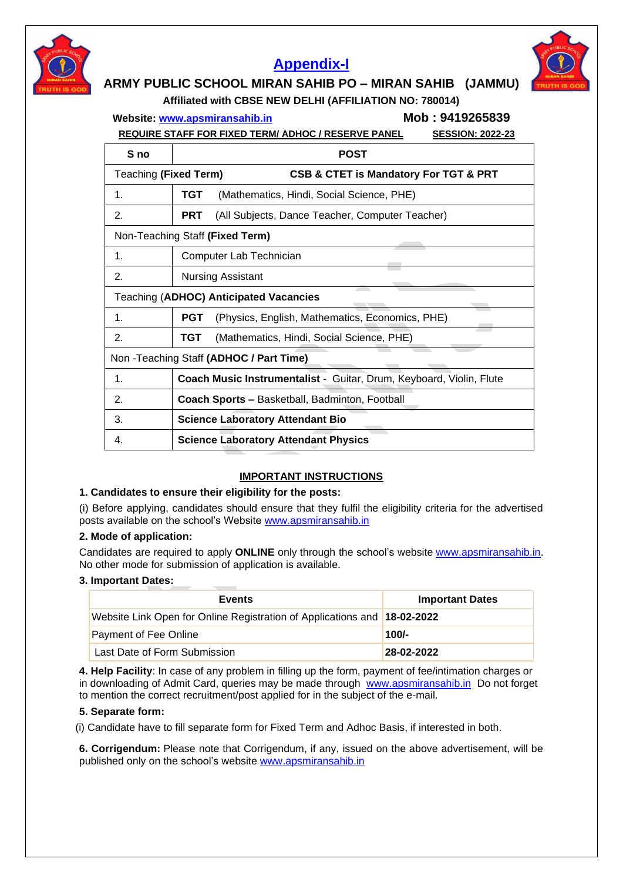# Appendix-I

## ARMY PUBLIC SCHOOL MIRAN SAHIB PO – MIRAN SAHIB (JAMMU)

**Affiliated with CBSE NEW DELHI (AFFILIATION NO: 780014)**

**Website: www.apsmiransahib.in** **Mob : 9419265839**

**REQUIRE STAFF FOR FIXED TERM/ ADHOC / RESERVE PANEL** **SESSION: 2022-23**

| S no | POST |
|---|---|
| Teaching **(Fixed Term)** | **CSB & CTET is Mandatory For TGT & PRT** |
| 1. | **TGT** (Mathematics, Hindi, Social Science, PHE) |
| 2. | **PRT** (All Subjects, Dance Teacher, Computer Teacher) |
| Non-Teaching Staff **(Fixed Term)** | |
| 1. | Computer Lab Technician |
| 2. | Nursing Assistant |
| Teaching **(ADHOC) Anticipated Vacancies** | |
| 1. | **PGT** (Physics, English, Mathematics, Economics, PHE) |
| 2. | **TGT** (Mathematics, Hindi, Social Science, PHE) |
| Non -Teaching Staff **(ADHOC / Part Time)** | |
| 1. | **Coach Music Instrumentalist** - Guitar, Drum, Keyboard, Violin, Flute |
| 2. | **Coach Sports –** Basketball, Badminton, Football |
| 3. | **Science Laboratory Attendant Bio** |
| 4. | **Science Laboratory Attendant Physics** |

## IMPORTANT INSTRUCTIONS

**1. Candidates to ensure their eligibility for the posts:**

(i) Before applying, candidates should ensure that they fulfil the eligibility criteria for the advertised posts available on the school's Website www.apsmiransahib.in

**2. Mode of application:**

Candidates are required to apply **ONLINE** only through the school's website www.apsmiransahib.in. No other mode for submission of application is available.

**3. Important Dates:**

| Events | Important Dates |
|---|---|
| Website Link Open for Online Registration of Applications and | **18-02-2022** |
| Payment of Fee Online | **100/-** |
| Last Date of Form Submission | **28-02-2022** |

**4. Help Facility**: In case of any problem in filling up the form, payment of fee/intimation charges or in downloading of Admit Card, queries may be made through www.apsmiransahib.in Do not forget to mention the correct recruitment/post applied for in the subject of the e-mail.

**5. Separate form:**

(i) Candidate have to fill separate form for Fixed Term and Adhoc Basis, if interested in both.

**6. Corrigendum:** Please note that Corrigendum, if any, issued on the above advertisement, will be published only on the school's website www.apsmiransahib.in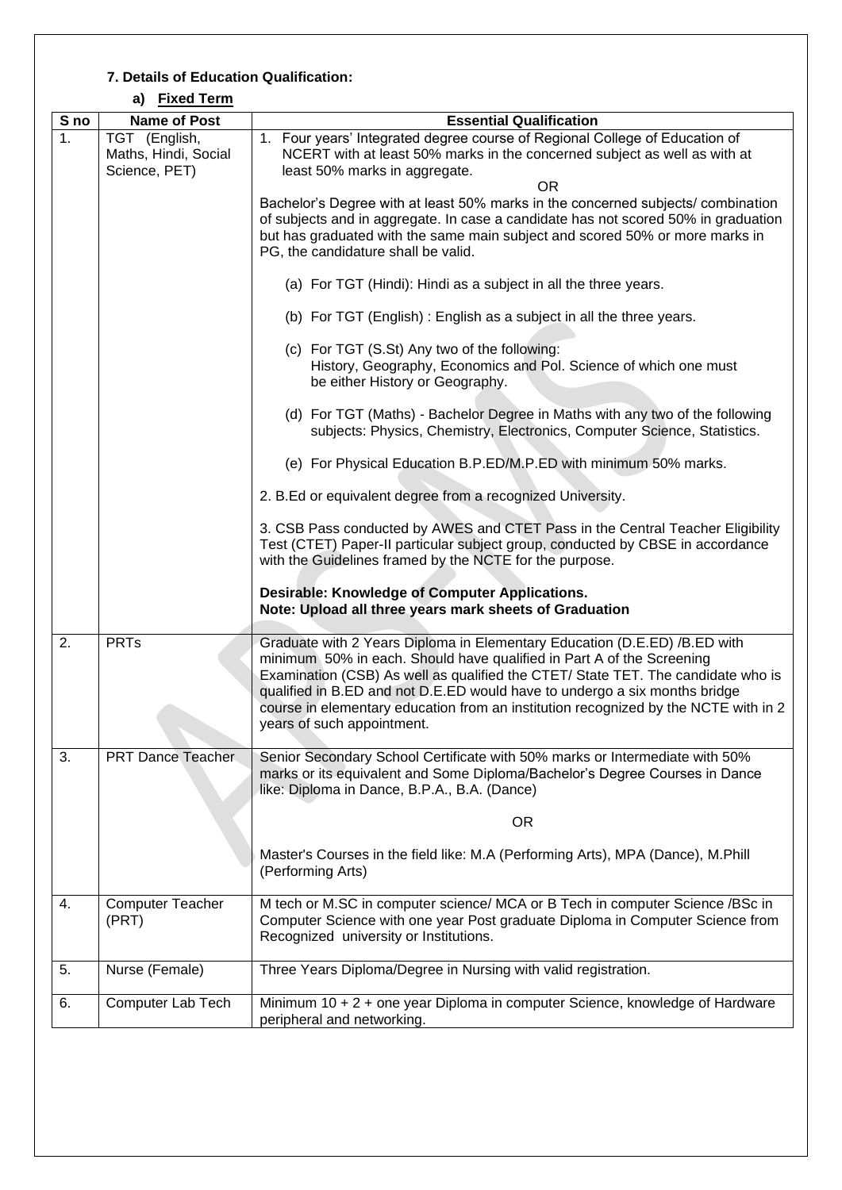**7. Details of Education Qualification:**

**a) Fixed Term**

| S no | Name of Post | Essential Qualification |
|---|---|---|
| 1. | TGT (English, Maths, Hindi, Social Science, PET) | 1. Four years' Integrated degree course of Regional College of Education of NCERT with at least 50% marks in the concerned subject as well as with at least 50% marks in aggregate.<br>OR<br>Bachelor's Degree with at least 50% marks in the concerned subjects/ combination of subjects and in aggregate. In case a candidate has not scored 50% in graduation but has graduated with the same main subject and scored 50% or more marks in PG, the candidature shall be valid.<br>(a) For TGT (Hindi): Hindi as a subject in all the three years.<br>(b) For TGT (English) : English as a subject in all the three years.<br>(c) For TGT (S.St) Any two of the following: History, Geography, Economics and Pol. Science of which one must be either History or Geography.<br>(d) For TGT (Maths) - Bachelor Degree in Maths with any two of the following subjects: Physics, Chemistry, Electronics, Computer Science, Statistics.<br>(e) For Physical Education B.P.ED/M.P.ED with minimum 50% marks.<br>2. B.Ed or equivalent degree from a recognized University.<br>3. CSB Pass conducted by AWES and CTET Pass in the Central Teacher Eligibility Test (CTET) Paper-II particular subject group, conducted by CBSE in accordance with the Guidelines framed by the NCTE for the purpose.<br>**Desirable: Knowledge of Computer Applications.**<br>**Note: Upload all three years mark sheets of Graduation** |
| 2. | PRTs | Graduate with 2 Years Diploma in Elementary Education (D.E.ED) /B.ED with minimum 50% in each. Should have qualified in Part A of the Screening Examination (CSB) As well as qualified the CTET/ State TET. The candidate who is qualified in B.ED and not D.E.ED would have to undergo a six months bridge course in elementary education from an institution recognized by the NCTE with in 2 years of such appointment. |
| 3. | PRT Dance Teacher | Senior Secondary School Certificate with 50% marks or Intermediate with 50% marks or its equivalent and Some Diploma/Bachelor's Degree Courses in Dance like: Diploma in Dance, B.P.A., B.A. (Dance)<br>OR<br>Master's Courses in the field like: M.A (Performing Arts), MPA (Dance), M.Phill (Performing Arts) |
| 4. | Computer Teacher (PRT) | M tech or M.SC in computer science/ MCA or B Tech in computer Science /BSc in Computer Science with one year Post graduate Diploma in Computer Science from Recognized university or Institutions. |
| 5. | Nurse (Female) | Three Years Diploma/Degree in Nursing with valid registration. |
| 6. | Computer Lab Tech | Minimum 10 + 2 + one year Diploma in computer Science, knowledge of Hardware peripheral and networking. |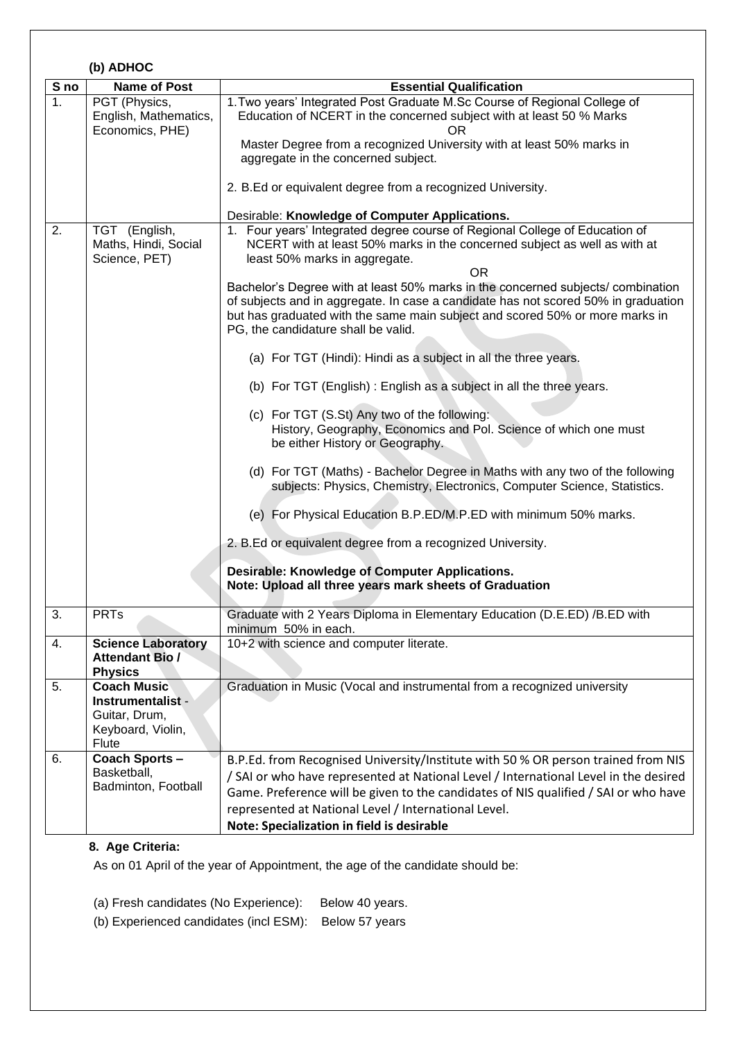### (b) ADHOC

| S no | Name of Post | Essential Qualification |
|---|---|---|
| 1. | PGT (Physics, English, Mathematics, Economics, PHE) | 1. Two years' Integrated Post Graduate M.Sc Course of Regional College of Education of NCERT in the concerned subject with at least 50 % Marks<br>OR<br>Master Degree from a recognized University with at least 50% marks in aggregate in the concerned subject.<br><br>2. B.Ed or equivalent degree from a recognized University.<br><br>Desirable: **Knowledge of Computer Applications.** |
| 2. | TGT (English, Maths, Hindi, Social Science, PET) | 1. Four years' Integrated degree course of Regional College of Education of NCERT with at least 50% marks in the concerned subject as well as with at least 50% marks in aggregate.<br>OR<br>Bachelor's Degree with at least 50% marks in the concerned subjects/ combination of subjects and in aggregate. In case a candidate has not scored 50% in graduation but has graduated with the same main subject and scored 50% or more marks in PG, the candidature shall be valid.<br><br>(a) For TGT (Hindi): Hindi as a subject in all the three years.<br><br>(b) For TGT (English) : English as a subject in all the three years.<br><br>(c) For TGT (S.St) Any two of the following: History, Geography, Economics and Pol. Science of which one must be either History or Geography.<br><br>(d) For TGT (Maths) - Bachelor Degree in Maths with any two of the following subjects: Physics, Chemistry, Electronics, Computer Science, Statistics.<br><br>(e) For Physical Education B.P.ED/M.P.ED with minimum 50% marks.<br><br>2. B.Ed or equivalent degree from a recognized University.<br><br>**Desirable: Knowledge of Computer Applications.**<br>**Note: Upload all three years mark sheets of Graduation** |
| 3. | PRTs | Graduate with 2 Years Diploma in Elementary Education (D.E.ED) /B.ED with minimum 50% in each. |
| 4. | **Science Laboratory Attendant Bio / Physics** | 10+2 with science and computer literate. |
| 5. | **Coach Music Instrumentalist** - Guitar, Drum, Keyboard, Violin, Flute | Graduation in Music (Vocal and instrumental from a recognized university |
| 6. | **Coach Sports –** Basketball, Badminton, Football | B.P.Ed. from Recognised University/Institute with 50 % OR person trained from NIS / SAI or who have represented at National Level / International Level in the desired Game. Preference will be given to the candidates of NIS qualified / SAI or who have represented at National Level / International Level.<br>**Note: Specialization in field is desirable** |

**8. Age Criteria:**

As on 01 April of the year of Appointment, the age of the candidate should be:

(a) Fresh candidates (No Experience): Below 40 years.

(b) Experienced candidates (incl ESM): Below 57 years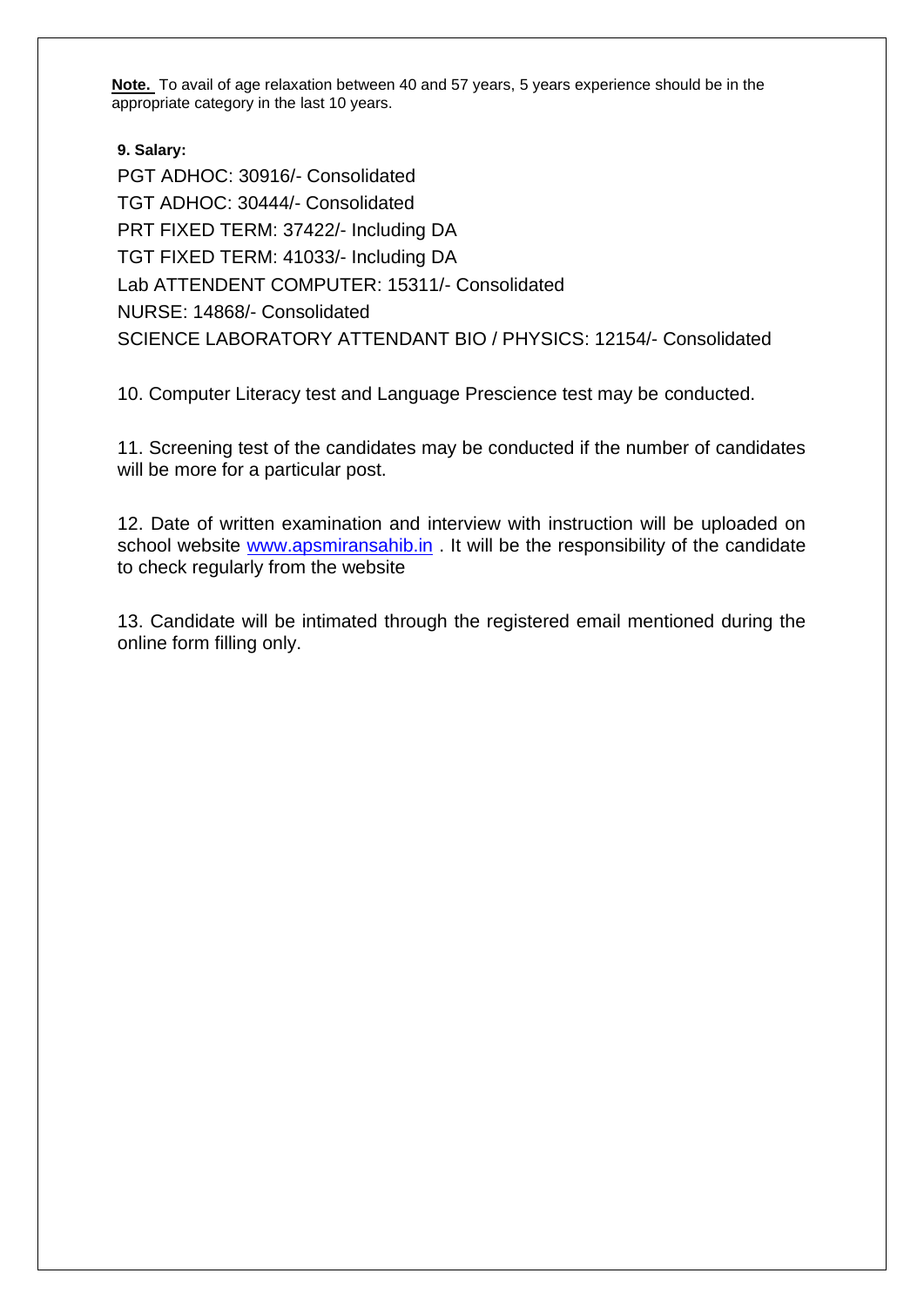**Note.** To avail of age relaxation between 40 and 57 years, 5 years experience should be in the appropriate category in the last 10 years.

**9. Salary:**

PGT ADHOC: 30916/- Consolidated
TGT ADHOC: 30444/- Consolidated
PRT FIXED TERM: 37422/- Including DA
TGT FIXED TERM: 41033/- Including DA
Lab ATTENDENT COMPUTER: 15311/- Consolidated
NURSE: 14868/- Consolidated
SCIENCE LABORATORY ATTENDANT BIO / PHYSICS: 12154/- Consolidated

10. Computer Literacy test and Language Prescience test may be conducted.

11. Screening test of the candidates may be conducted if the number of candidates will be more for a particular post.

12. Date of written examination and interview with instruction will be uploaded on school website [www.apsmiransahib.in](http://www.apsmiransahib.in) . It will be the responsibility of the candidate to check regularly from the website

13. Candidate will be intimated through the registered email mentioned during the online form filling only.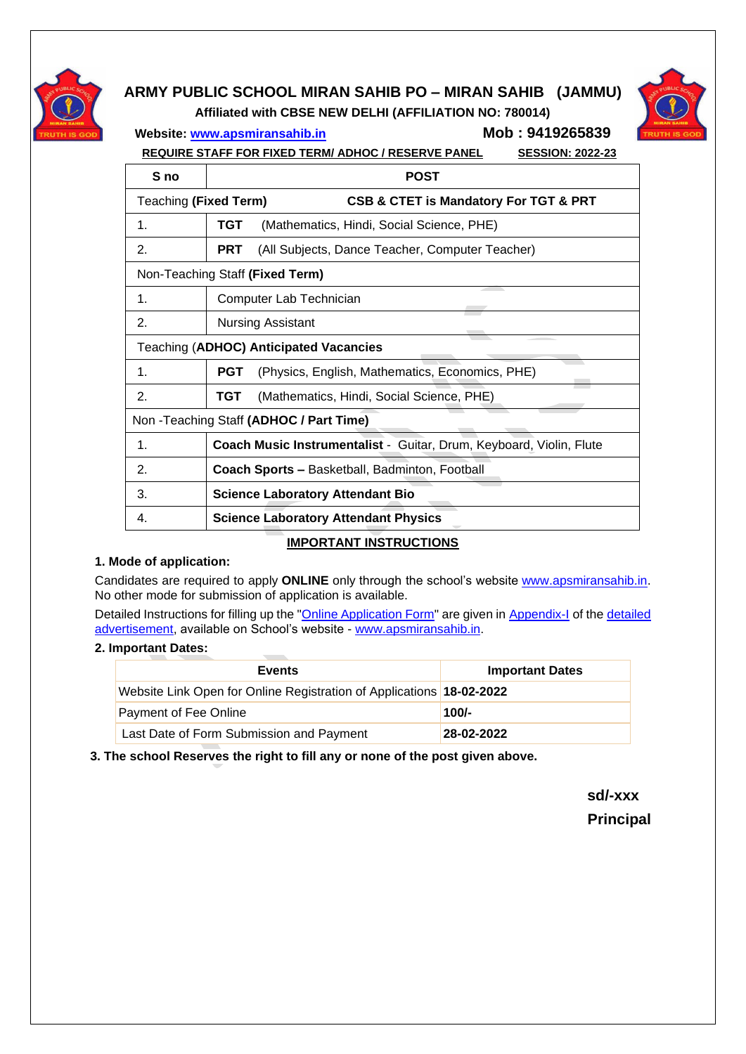# ARMY PUBLIC SCHOOL MIRAN SAHIB PO – MIRAN SAHIB (JAMMU)

**Affiliated with CBSE NEW DELHI (AFFILIATION NO: 780014)**

**Website: www.apsmiransahib.in** **Mob : 9419265839**

**REQUIRE STAFF FOR FIXED TERM/ ADHOC / RESERVE PANEL** **SESSION: 2022-23**

| S no | POST |
|---|---|
| Teaching **(Fixed Term)** | **CSB & CTET is Mandatory For TGT & PRT** |
| 1. | **TGT** (Mathematics, Hindi, Social Science, PHE) |
| 2. | **PRT** (All Subjects, Dance Teacher, Computer Teacher) |
| Non-Teaching Staff **(Fixed Term)** | |
| 1. | Computer Lab Technician |
| 2. | Nursing Assistant |
| Teaching **(ADHOC) Anticipated Vacancies** | |
| 1. | **PGT** (Physics, English, Mathematics, Economics, PHE) |
| 2. | **TGT** (Mathematics, Hindi, Social Science, PHE) |
| Non -Teaching Staff **(ADHOC / Part Time)** | |
| 1. | **Coach Music Instrumentalist** - Guitar, Drum, Keyboard, Violin, Flute |
| 2. | **Coach Sports –** Basketball, Badminton, Football |
| 3. | **Science Laboratory Attendant Bio** |
| 4. | **Science Laboratory Attendant Physics** |

## IMPORTANT INSTRUCTIONS

**1. Mode of application:**

Candidates are required to apply **ONLINE** only through the school's website www.apsmiransahib.in. No other mode for submission of application is available.

Detailed Instructions for filling up the "Online Application Form" are given in Appendix-I of the detailed advertisement, available on School's website - www.apsmiransahib.in.

**2. Important Dates:**

| Events | Important Dates |
|---|---|
| Website Link Open for Online Registration of Applications | **18-02-2022** |
| Payment of Fee Online | **100/-** |
| Last Date of Form Submission and Payment | **28-02-2022** |

**3. The school Reserves the right to fill any or none of the post given above.**

**sd/-xxx**

**Principal**